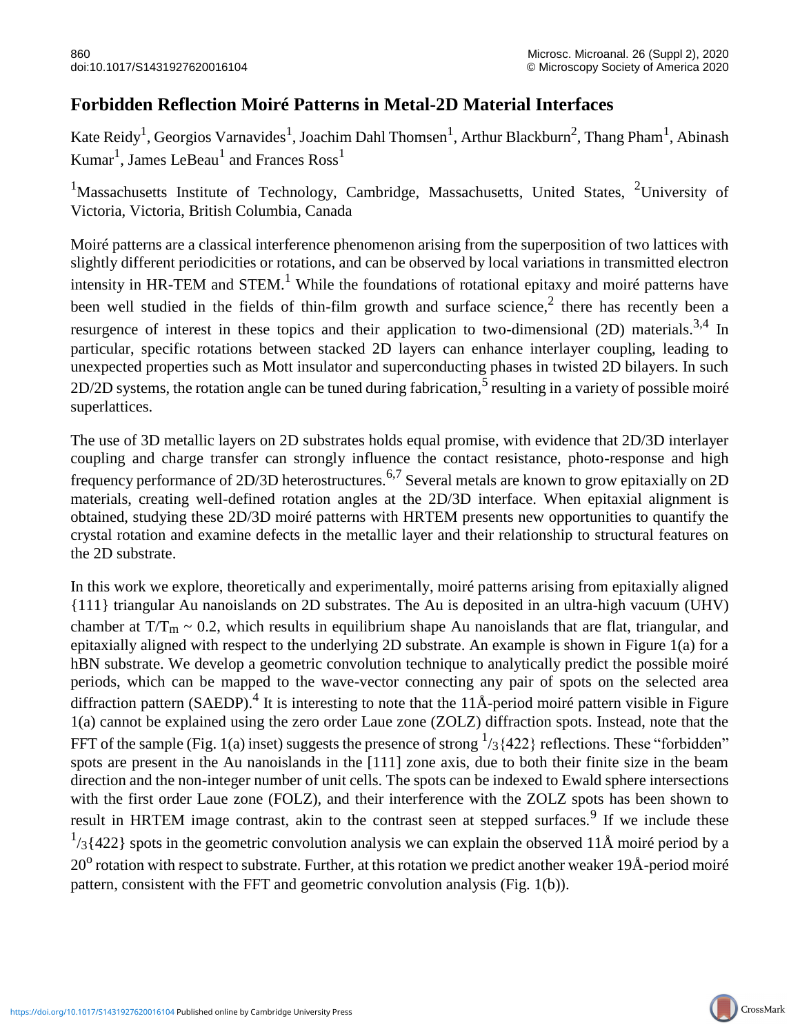# Forbidden Reflection Moiré Patterns in Metal-2D Material Interfaces

Kate Reidy[1], Georgios Varnavides[1], Joachim Dahl Thomsen[1], Arthur Blackburn[2], Thang Pham[1], Abinash Kumar[1], James LeBeau[1] and Frances Ross[1]

[1]Massachusetts Institute of Technology, Cambridge, Massachusetts, United States, [2]University of Victoria, Victoria, British Columbia, Canada

Moiré patterns are a classical interference phenomenon arising from the superposition of two lattices with slightly different periodicities or rotations, and can be observed by local variations in transmitted electron intensity in HR-TEM and STEM.[1] While the foundations of rotational epitaxy and moiré patterns have been well studied in the fields of thin-film growth and surface science,[2] there has recently been a resurgence of interest in these topics and their application to two-dimensional (2D) materials.[3,4] In particular, specific rotations between stacked 2D layers can enhance interlayer coupling, leading to unexpected properties such as Mott insulator and superconducting phases in twisted 2D bilayers. In such 2D/2D systems, the rotation angle can be tuned during fabrication,[5] resulting in a variety of possible moiré superlattices.

The use of 3D metallic layers on 2D substrates holds equal promise, with evidence that 2D/3D interlayer coupling and charge transfer can strongly influence the contact resistance, photo-response and high frequency performance of 2D/3D heterostructures.[6,7] Several metals are known to grow epitaxially on 2D materials, creating well-defined rotation angles at the 2D/3D interface. When epitaxial alignment is obtained, studying these 2D/3D moiré patterns with HRTEM presents new opportunities to quantify the crystal rotation and examine defects in the metallic layer and their relationship to structural features on the 2D substrate.

In this work we explore, theoretically and experimentally, moiré patterns arising from epitaxially aligned {111} triangular Au nanoislands on 2D substrates. The Au is deposited in an ultra-high vacuum (UHV) chamber at $T/T_m \sim 0.2$, which results in equilibrium shape Au nanoislands that are flat, triangular, and epitaxially aligned with respect to the underlying 2D substrate. An example is shown in Figure 1(a) for a hBN substrate. We develop a geometric convolution technique to analytically predict the possible moiré periods, which can be mapped to the wave-vector connecting any pair of spots on the selected area diffraction pattern (SAEDP).[4] It is interesting to note that the 11Å-period moiré pattern visible in Figure 1(a) cannot be explained using the zero order Laue zone (ZOLZ) diffraction spots. Instead, note that the FFT of the sample (Fig. 1(a) inset) suggests the presence of strong $^{1}/_{3}\{422\}$ reflections. These "forbidden" spots are present in the Au nanoislands in the [111] zone axis, due to both their finite size in the beam direction and the non-integer number of unit cells. The spots can be indexed to Ewald sphere intersections with the first order Laue zone (FOLZ), and their interference with the ZOLZ spots has been shown to result in HRTEM image contrast, akin to the contrast seen at stepped surfaces.[9] If we include these $^{1}/_{3}\{422\}$ spots in the geometric convolution analysis we can explain the observed 11Å moiré period by a $20^{o}$ rotation with respect to substrate. Further, at this rotation we predict another weaker 19Å-period moiré pattern, consistent with the FFT and geometric convolution analysis (Fig. 1(b)).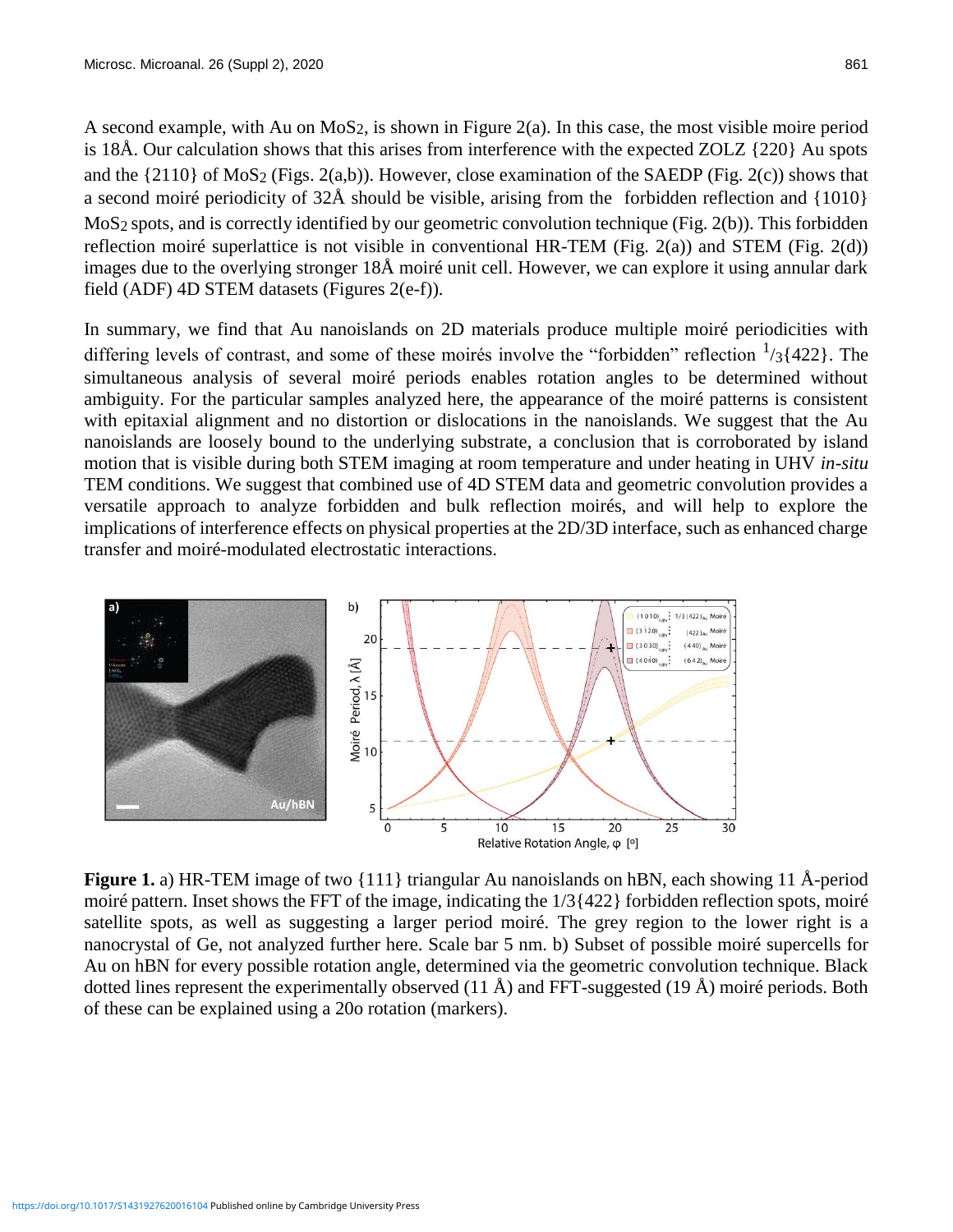A second example, with Au on $MoS_2$, is shown in Figure 2(a). In this case, the most visible moire period is 18Å. Our calculation shows that this arises from interference with the expected ZOLZ {220} Au spots and the {2110} of $MoS_2$ (Figs. 2(a,b)). However, close examination of the SAEDP (Fig. 2(c)) shows that a second moiré periodicity of 32Å should be visible, arising from the forbidden reflection and {1010} $MoS_2$ spots, and is correctly identified by our geometric convolution technique (Fig. 2(b)). This forbidden reflection moiré superlattice is not visible in conventional HR-TEM (Fig. 2(a)) and STEM (Fig. 2(d)) images due to the overlying stronger 18Å moiré unit cell. However, we can explore it using annular dark field (ADF) 4D STEM datasets (Figures 2(e-f)).

In summary, we find that Au nanoislands on 2D materials produce multiple moiré periodicities with differing levels of contrast, and some of these moirés involve the "forbidden" reflection $^{1}/_{3}\{422\}$. The simultaneous analysis of several moiré periods enables rotation angles to be determined without ambiguity. For the particular samples analyzed here, the appearance of the moiré patterns is consistent with epitaxial alignment and no distortion or dislocations in the nanoislands. We suggest that the Au nanoislands are loosely bound to the underlying substrate, a conclusion that is corroborated by island motion that is visible during both STEM imaging at room temperature and under heating in UHV *in-situ* TEM conditions. We suggest that combined use of 4D STEM data and geometric convolution provides a versatile approach to analyze forbidden and bulk reflection moirés, and will help to explore the implications of interference effects on physical properties at the 2D/3D interface, such as enhanced charge transfer and moiré-modulated electrostatic interactions.

**Figure 1.** a) HR-TEM image of two {111} triangular Au nanoislands on hBN, each showing 11 Å-period moiré pattern. Inset shows the FFT of the image, indicating the 1/3{422} forbidden reflection spots, moiré satellite spots, as well as suggesting a larger period moiré. The grey region to the lower right is a nanocrystal of Ge, not analyzed further here. Scale bar 5 nm. b) Subset of possible moiré supercells for Au on hBN for every possible rotation angle, determined via the geometric convolution technique. Black dotted lines represent the experimentally observed (11 Å) and FFT-suggested (19 Å) moiré periods. Both of these can be explained using a 20o rotation (markers).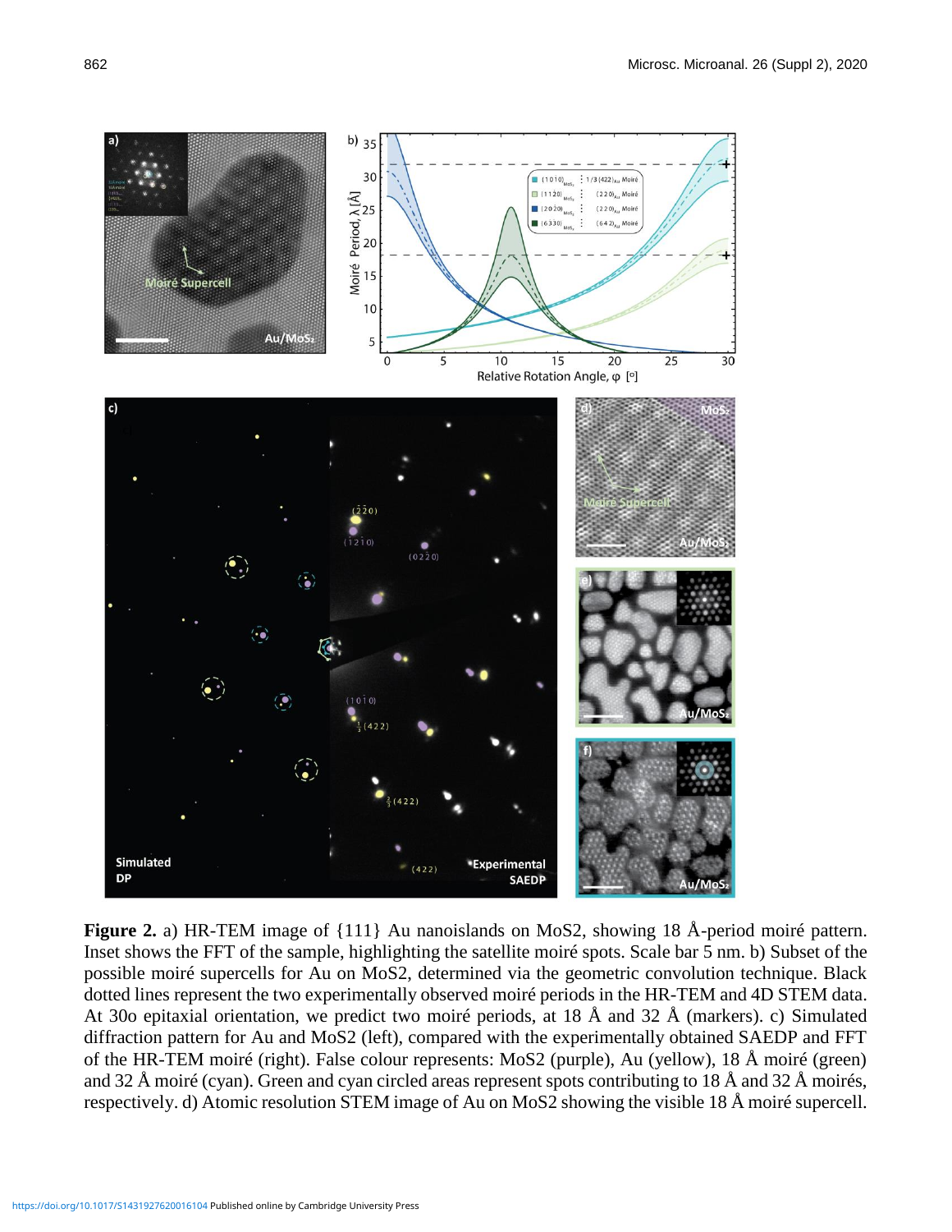**Figure 2.** a) HR-TEM image of {111} Au nanoislands on MoS2, showing 18 Å-period moiré pattern. Inset shows the FFT of the sample, highlighting the satellite moiré spots. Scale bar 5 nm. b) Subset of the possible moiré supercells for Au on MoS2, determined via the geometric convolution technique. Black dotted lines represent the two experimentally observed moiré periods in the HR-TEM and 4D STEM data. At 30o epitaxial orientation, we predict two moiré periods, at 18 Å and 32 Å (markers). c) Simulated diffraction pattern for Au and MoS2 (left), compared with the experimentally obtained SAEDP and FFT of the HR-TEM moiré (right). False colour represents: MoS2 (purple), Au (yellow), 18 Å moiré (green) and 32 Å moiré (cyan). Green and cyan circled areas represent spots contributing to 18 Å and 32 Å moirés, respectively. d) Atomic resolution STEM image of Au on MoS2 showing the visible 18 Å moiré supercell.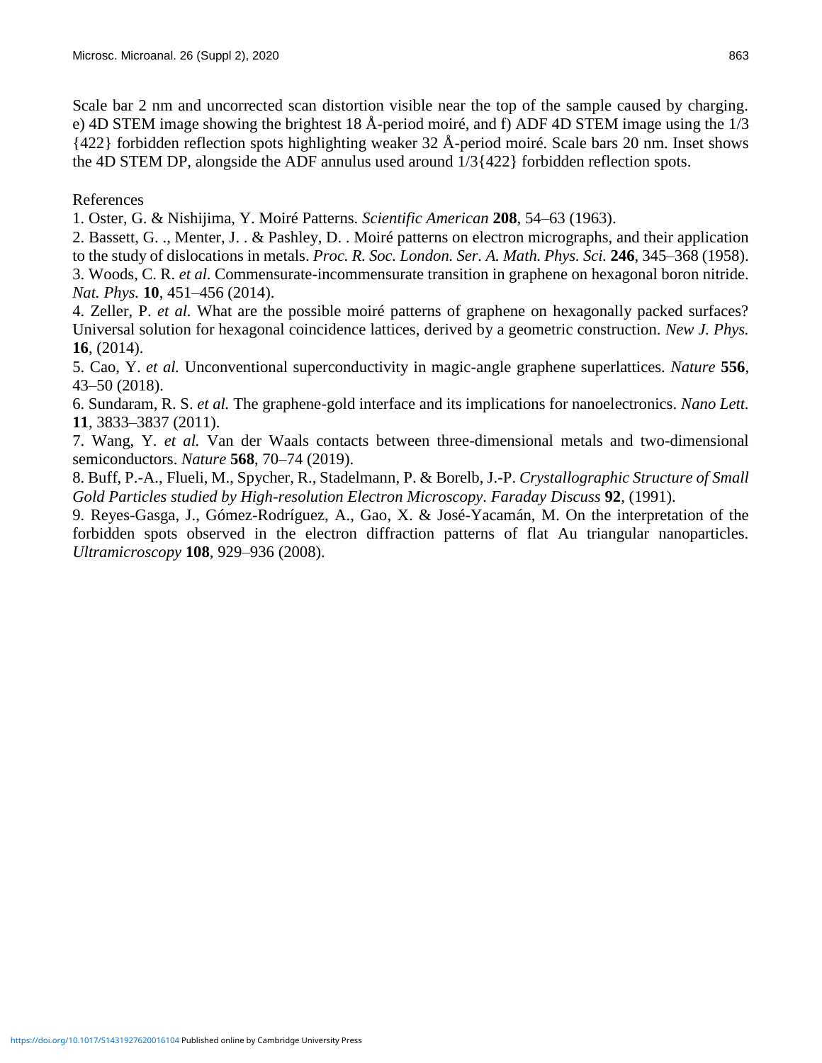Scale bar 2 nm and uncorrected scan distortion visible near the top of the sample caused by charging. e) 4D STEM image showing the brightest 18 Å-period moiré, and f) ADF 4D STEM image using the 1/3 {422} forbidden reflection spots highlighting weaker 32 Å-period moiré. Scale bars 20 nm. Inset shows the 4D STEM DP, alongside the ADF annulus used around 1/3{422} forbidden reflection spots.

References

1. Oster, G. & Nishijima, Y. Moiré Patterns. *Scientific American* **208**, 54–63 (1963).
2. Bassett, G. ., Menter, J. . & Pashley, D. . Moiré patterns on electron micrographs, and their application to the study of dislocations in metals. *Proc. R. Soc. London. Ser. A. Math. Phys. Sci.* **246**, 345–368 (1958).
3. Woods, C. R. *et al*. Commensurate-incommensurate transition in graphene on hexagonal boron nitride. *Nat. Phys.* **10**, 451–456 (2014).
4. Zeller, P. *et al.* What are the possible moiré patterns of graphene on hexagonally packed surfaces? Universal solution for hexagonal coincidence lattices, derived by a geometric construction. *New J. Phys.* **16**, (2014).
5. Cao, Y. *et al.* Unconventional superconductivity in magic-angle graphene superlattices. *Nature* **556**, 43–50 (2018).
6. Sundaram, R. S. *et al.* The graphene-gold interface and its implications for nanoelectronics. *Nano Lett.* **11**, 3833–3837 (2011).
7. Wang, Y. *et al.* Van der Waals contacts between three-dimensional metals and two-dimensional semiconductors. *Nature* **568**, 70–74 (2019).
8. Buff, P.-A., Flueli, M., Spycher, R., Stadelmann, P. & Borelb, J.-P. *Crystallographic Structure of Small Gold Particles studied by High-resolution Electron Microscopy*. *Faraday Discuss* **92**, (1991).
9. Reyes-Gasga, J., Gómez-Rodríguez, A., Gao, X. & José-Yacamán, M. On the interpretation of the forbidden spots observed in the electron diffraction patterns of flat Au triangular nanoparticles. *Ultramicroscopy* **108**, 929–936 (2008).